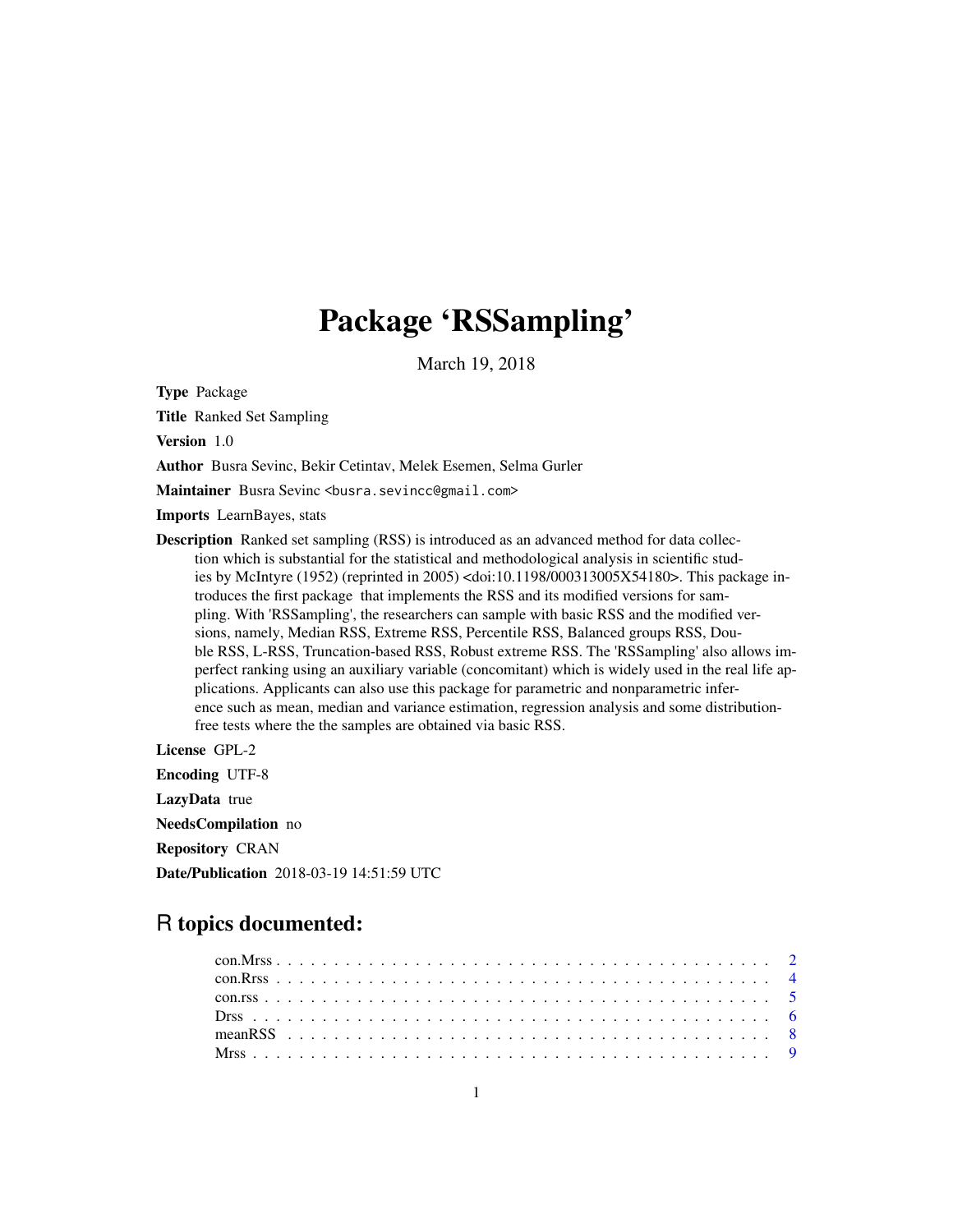# Package 'RSSampling'

March 19, 2018

**Type** Package

**Title** Ranked Set Sampling

**Version** 1.0

**Author** Busra Sevinc, Bekir Cetintav, Melek Esemen, Selma Gurler

**Maintainer** Busra Sevinc <busra.sevincc@gmail.com>

**Imports** LearnBayes, stats

**Description** Ranked set sampling (RSS) is introduced as an advanced method for data collection which is substantial for the statistical and methodological analysis in scientific studies by McIntyre (1952) (reprinted in 2005) <doi:10.1198/000313005X54180>. This package introduces the first package that implements the RSS and its modified versions for sampling. With 'RSSampling', the researchers can sample with basic RSS and the modified versions, namely, Median RSS, Extreme RSS, Percentile RSS, Balanced groups RSS, Double RSS, L-RSS, Truncation-based RSS, Robust extreme RSS. The 'RSSampling' also allows imperfect ranking using an auxiliary variable (concomitant) which is widely used in the real life applications. Applicants can also use this package for parametric and nonparametric inference such as mean, median and variance estimation, regression analysis and some distribution-free tests where the the samples are obtained via basic RSS.

**License** GPL-2

**Encoding** UTF-8

**LazyData** true

**NeedsCompilation** no

**Repository** CRAN

**Date/Publication** 2018-03-19 14:51:59 UTC

## R topics documented:

con.Mrss . . . . . . . . . . . . . . . . . . . . . . . . . . . . . . . . . . . . . . . . . 2
con.Rrss . . . . . . . . . . . . . . . . . . . . . . . . . . . . . . . . . . . . . . . . . 4
con.rss . . . . . . . . . . . . . . . . . . . . . . . . . . . . . . . . . . . . . . . . . . 5
Drss . . . . . . . . . . . . . . . . . . . . . . . . . . . . . . . . . . . . . . . . . . . 6
meanRSS . . . . . . . . . . . . . . . . . . . . . . . . . . . . . . . . . . . . . . . . 8
Mrss . . . . . . . . . . . . . . . . . . . . . . . . . . . . . . . . . . . . . . . . . . . 9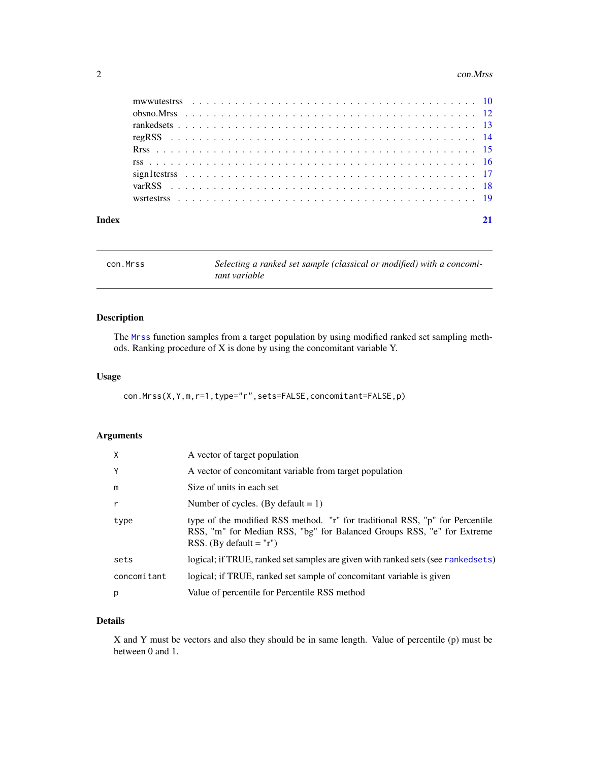mwwutestrss . . . . . . . . . . . . . . . . . . . . . . . . . . . . . . . . . . . . . . . 10
obsno.Mrss . . . . . . . . . . . . . . . . . . . . . . . . . . . . . . . . . . . . . . . 12
rankedsets . . . . . . . . . . . . . . . . . . . . . . . . . . . . . . . . . . . . . . . 13
regRSS . . . . . . . . . . . . . . . . . . . . . . . . . . . . . . . . . . . . . . . 14
Rrss . . . . . . . . . . . . . . . . . . . . . . . . . . . . . . . . . . . . . . . 15
rss . . . . . . . . . . . . . . . . . . . . . . . . . . . . . . . . . . . . . . . 16
sign1testrss . . . . . . . . . . . . . . . . . . . . . . . . . . . . . . . . . . . . . . . 17
varRSS . . . . . . . . . . . . . . . . . . . . . . . . . . . . . . . . . . . . . . . 18
wsrtestrss . . . . . . . . . . . . . . . . . . . . . . . . . . . . . . . . . . . . . . . 19

**Index** **21**

---

## con.Mrss — *Selecting a ranked set sample (classical or modified) with a concomitant variable*

---

### Description

The Mrss function samples from a target population by using modified ranked set sampling methods. Ranking procedure of X is done by using the concomitant variable Y.

### Usage

```
con.Mrss(X,Y,m,r=1,type="r",sets=FALSE,concomitant=FALSE,p)
```

### Arguments

| | |
|---|---|
| X | A vector of target population |
| Y | A vector of concomitant variable from target population |
| m | Size of units in each set |
| r | Number of cycles. (By default = 1) |
| type | type of the modified RSS method. "r" for traditional RSS, "p" for Percentile RSS, "m" for Median RSS, "bg" for Balanced Groups RSS, "e" for Extreme RSS. (By default = "r") |
| sets | logical; if TRUE, ranked set samples are given with ranked sets (see rankedsets) |
| concomitant | logical; if TRUE, ranked set sample of concomitant variable is given |
| p | Value of percentile for Percentile RSS method |

### Details

X and Y must be vectors and also they should be in same length. Value of percentile (p) must be between 0 and 1.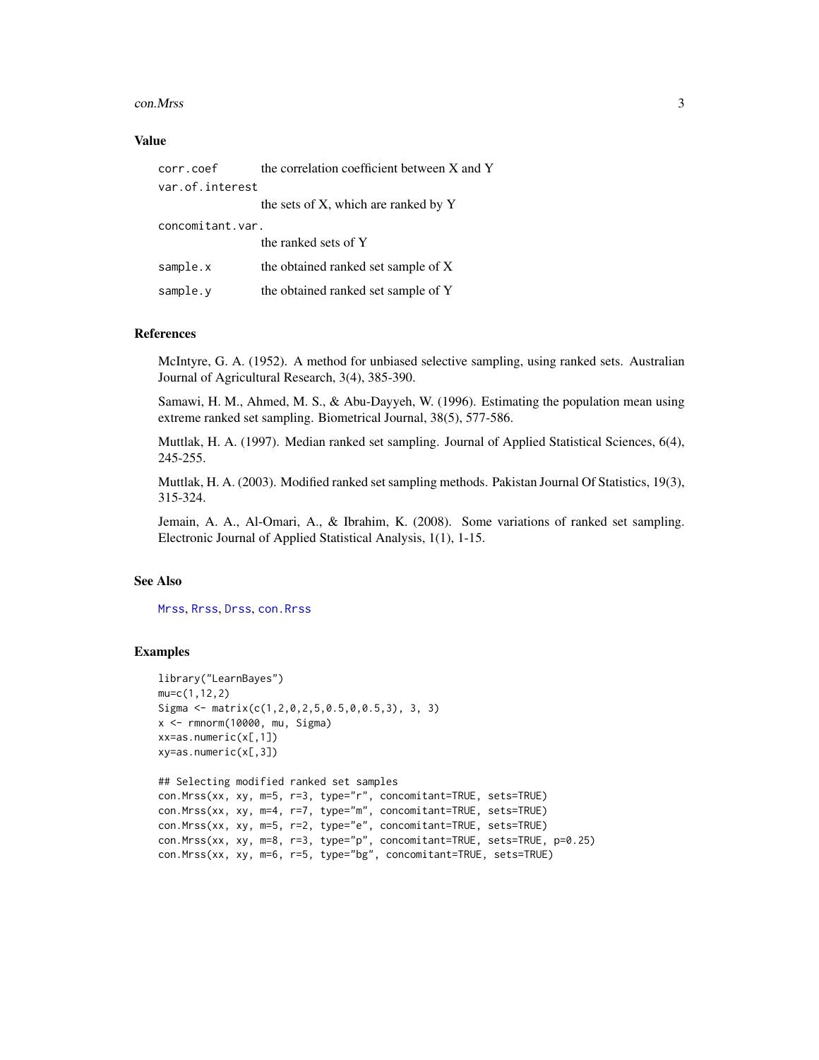### Value

| | |
|---|---|
| corr.coef | the correlation coefficient between X and Y |
| var.of.interest | the sets of X, which are ranked by Y |
| concomitant.var. | the ranked sets of Y |
| sample.x | the obtained ranked set sample of X |
| sample.y | the obtained ranked set sample of Y |

### References

McIntyre, G. A. (1952). A method for unbiased selective sampling, using ranked sets. Australian Journal of Agricultural Research, 3(4), 385-390.

Samawi, H. M., Ahmed, M. S., & Abu-Dayyeh, W. (1996). Estimating the population mean using extreme ranked set sampling. Biometrical Journal, 38(5), 577-586.

Muttlak, H. A. (1997). Median ranked set sampling. Journal of Applied Statistical Sciences, 6(4), 245-255.

Muttlak, H. A. (2003). Modified ranked set sampling methods. Pakistan Journal Of Statistics, 19(3), 315-324.

Jemain, A. A., Al-Omari, A., & Ibrahim, K. (2008). Some variations of ranked set sampling. Electronic Journal of Applied Statistical Analysis, 1(1), 1-15.

### See Also

Mrss, Rrss, Drss, con.Rrss

### Examples

```
library("LearnBayes")
mu=c(1,12,2)
Sigma <- matrix(c(1,2,0,2,5,0.5,0,0.5,3), 3, 3)
x <- rmnorm(10000, mu, Sigma)
xx=as.numeric(x[,1])
xy=as.numeric(x[,3])

## Selecting modified ranked set samples
con.Mrss(xx, xy, m=5, r=3, type="r", concomitant=TRUE, sets=TRUE)
con.Mrss(xx, xy, m=4, r=7, type="m", concomitant=TRUE, sets=TRUE)
con.Mrss(xx, xy, m=5, r=2, type="e", concomitant=TRUE, sets=TRUE)
con.Mrss(xx, xy, m=8, r=3, type="p", concomitant=TRUE, sets=TRUE, p=0.25)
con.Mrss(xx, xy, m=6, r=5, type="bg", concomitant=TRUE, sets=TRUE)
```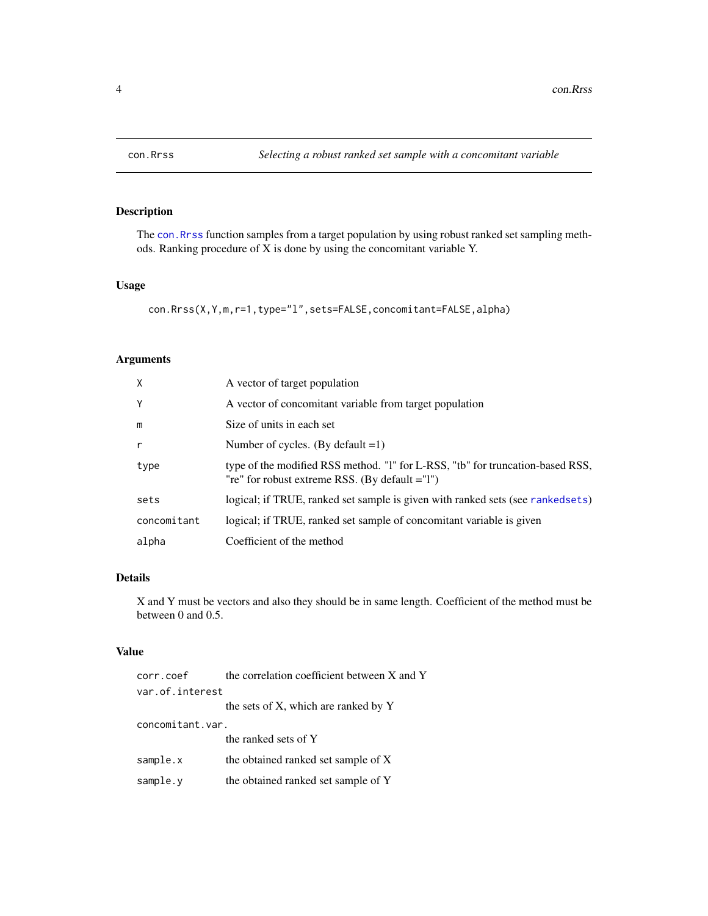# con.Rrss — *Selecting a robust ranked set sample with a concomitant variable*

## Description

The con.Rrss function samples from a target population by using robust ranked set sampling methods. Ranking procedure of X is done by using the concomitant variable Y.

## Usage

```
con.Rrss(X,Y,m,r=1,type="l",sets=FALSE,concomitant=FALSE,alpha)
```

## Arguments

| | |
|---|---|
| X | A vector of target population |
| Y | A vector of concomitant variable from target population |
| m | Size of units in each set |
| r | Number of cycles. (By default =1) |
| type | type of the modified RSS method. "l" for L-RSS, "tb" for truncation-based RSS, "re" for robust extreme RSS. (By default ="l") |
| sets | logical; if TRUE, ranked set sample is given with ranked sets (see rankedsets) |
| concomitant | logical; if TRUE, ranked set sample of concomitant variable is given |
| alpha | Coefficient of the method |

## Details

X and Y must be vectors and also they should be in same length. Coefficient of the method must be between 0 and 0.5.

## Value

| | |
|---|---|
| corr.coef | the correlation coefficient between X and Y |
| var.of.interest | the sets of X, which are ranked by Y |
| concomitant.var. | the ranked sets of Y |
| sample.x | the obtained ranked set sample of X |
| sample.y | the obtained ranked set sample of Y |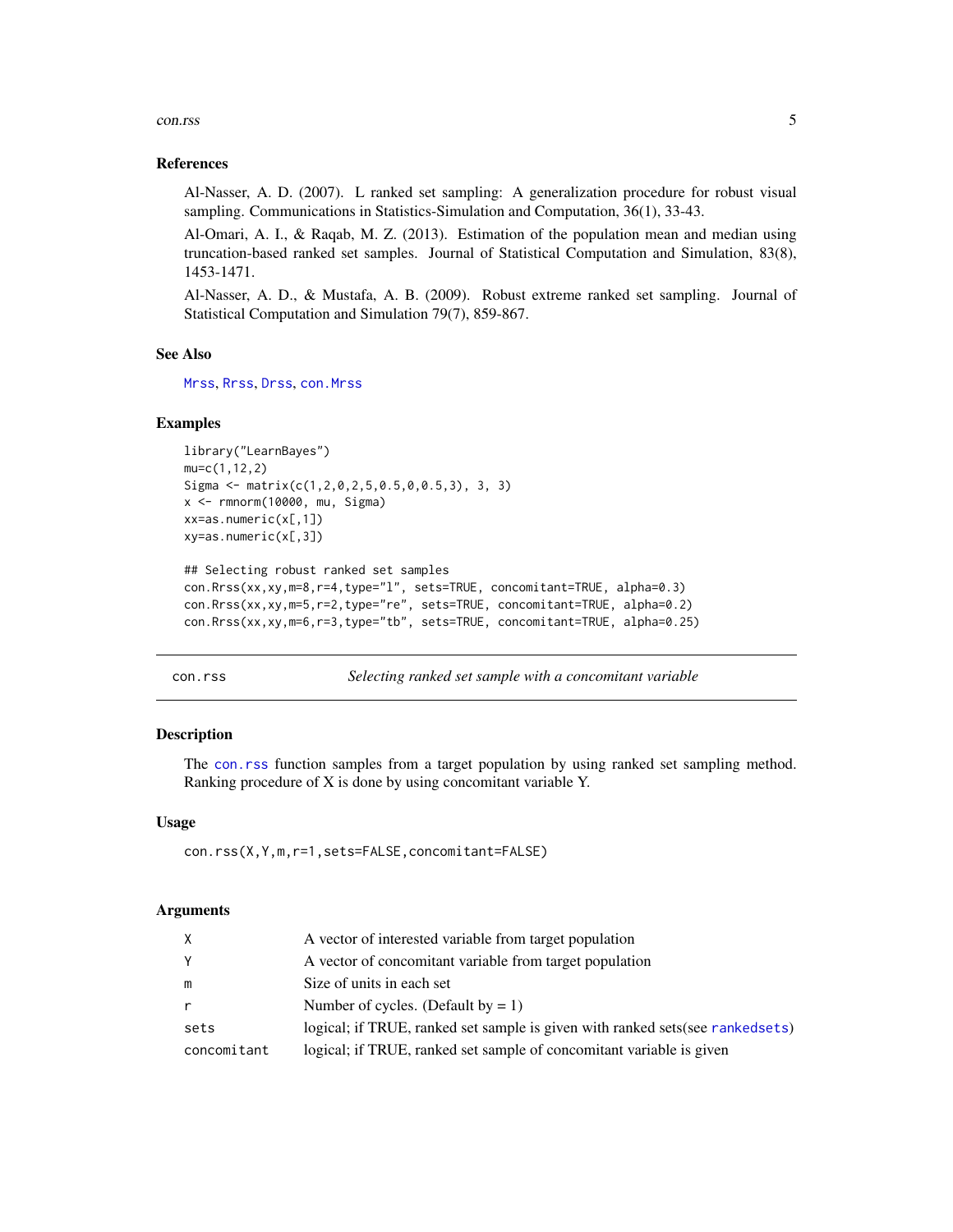### References

Al-Nasser, A. D. (2007). L ranked set sampling: A generalization procedure for robust visual sampling. Communications in Statistics-Simulation and Computation, 36(1), 33-43.

Al-Omari, A. I., & Raqab, M. Z. (2013). Estimation of the population mean and median using truncation-based ranked set samples. Journal of Statistical Computation and Simulation, 83(8), 1453-1471.

Al-Nasser, A. D., & Mustafa, A. B. (2009). Robust extreme ranked set sampling. Journal of Statistical Computation and Simulation 79(7), 859-867.

### See Also

Mrss, Rrss, Drss, con.Mrss

### Examples

```
library("LearnBayes")
mu=c(1,12,2)
Sigma <- matrix(c(1,2,0,2,5,0.5,0,0.5,3), 3, 3)
x <- rmnorm(10000, mu, Sigma)
xx=as.numeric(x[,1])
xy=as.numeric(x[,3])

## Selecting robust ranked set samples
con.Rrss(xx,xy,m=8,r=4,type="l", sets=TRUE, concomitant=TRUE, alpha=0.3)
con.Rrss(xx,xy,m=5,r=2,type="re", sets=TRUE, concomitant=TRUE, alpha=0.2)
con.Rrss(xx,xy,m=6,r=3,type="tb", sets=TRUE, concomitant=TRUE, alpha=0.25)
```

---

## con.rss — *Selecting ranked set sample with a concomitant variable*

### Description

The con.rss function samples from a target population by using ranked set sampling method. Ranking procedure of X is done by using concomitant variable Y.

### Usage

```
con.rss(X,Y,m,r=1,sets=FALSE,concomitant=FALSE)
```

### Arguments

| | |
|---|---|
| X | A vector of interested variable from target population |
| Y | A vector of concomitant variable from target population |
| m | Size of units in each set |
| r | Number of cycles. (Default by = 1) |
| sets | logical; if TRUE, ranked set sample is given with ranked sets(see rankedsets) |
| concomitant | logical; if TRUE, ranked set sample of concomitant variable is given |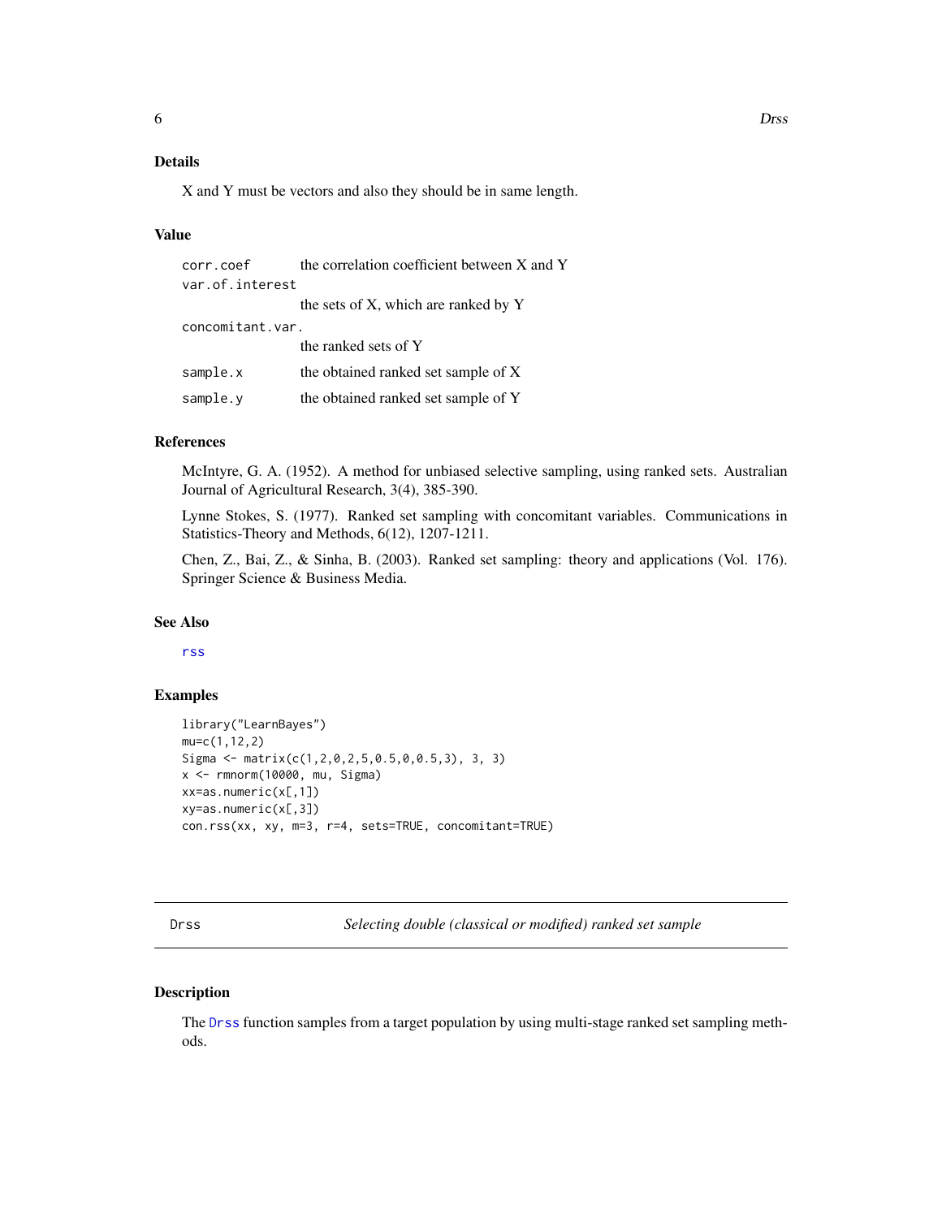## Details

X and Y must be vectors and also they should be in same length.

## Value

| | |
|---|---|
| `corr.coef` | the correlation coefficient between X and Y |
| `var.of.interest` | the sets of X, which are ranked by Y |
| `concomitant.var.` | the ranked sets of Y |
| `sample.x` | the obtained ranked set sample of X |
| `sample.y` | the obtained ranked set sample of Y |

## References

McIntyre, G. A. (1952). A method for unbiased selective sampling, using ranked sets. Australian Journal of Agricultural Research, 3(4), 385-390.

Lynne Stokes, S. (1977). Ranked set sampling with concomitant variables. Communications in Statistics-Theory and Methods, 6(12), 1207-1211.

Chen, Z., Bai, Z., & Sinha, B. (2003). Ranked set sampling: theory and applications (Vol. 176). Springer Science & Business Media.

## See Also

`rss`

## Examples

```
library("LearnBayes")
mu=c(1,12,2)
Sigma <- matrix(c(1,2,0,2,5,0.5,0,0.5,3), 3, 3)
x <- rmnorm(10000, mu, Sigma)
xx=as.numeric(x[,1])
xy=as.numeric(x[,3])
con.rss(xx, xy, m=3, r=4, sets=TRUE, concomitant=TRUE)
```

---

# Drss — *Selecting double (classical or modified) ranked set sample*

## Description

The `Drss` function samples from a target population by using multi-stage ranked set sampling methods.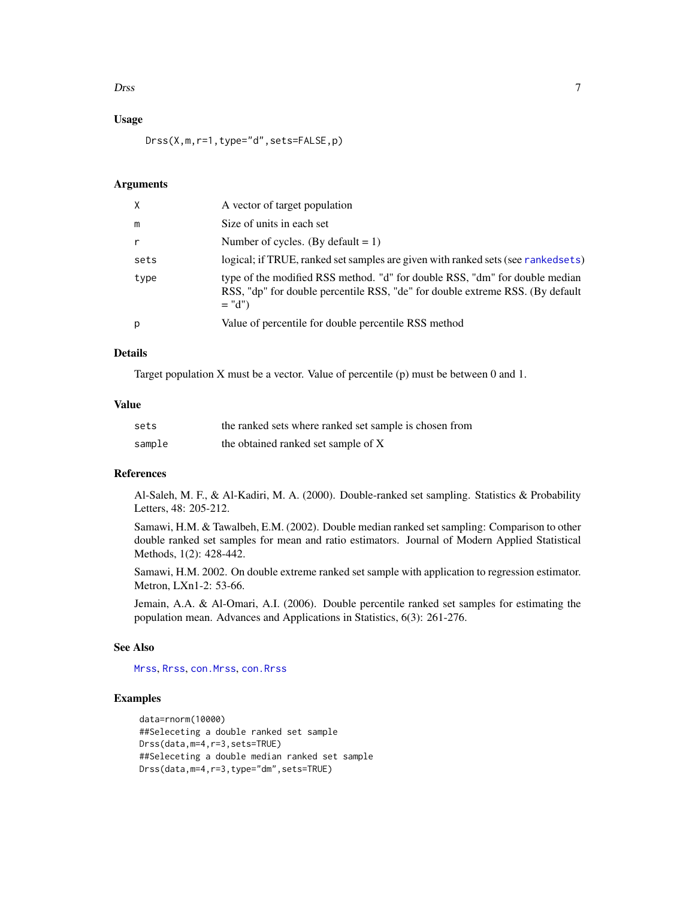## Usage

```
Drss(X,m,r=1,type="d",sets=FALSE,p)
```

## Arguments

| | |
|---|---|
| X | A vector of target population |
| m | Size of units in each set |
| r | Number of cycles. (By default = 1) |
| sets | logical; if TRUE, ranked set samples are given with ranked sets (see rankedsets) |
| type | type of the modified RSS method. "d" for double RSS, "dm" for double median RSS, "dp" for double percentile RSS, "de" for double extreme RSS. (By default = "d") |
| p | Value of percentile for double percentile RSS method |

## Details

Target population X must be a vector. Value of percentile (p) must be between 0 and 1.

## Value

| | |
|---|---|
| sets | the ranked sets where ranked set sample is chosen from |
| sample | the obtained ranked set sample of X |

## References

Al-Saleh, M. F., & Al-Kadiri, M. A. (2000). Double-ranked set sampling. Statistics & Probability Letters, 48: 205-212.

Samawi, H.M. & Tawalbeh, E.M. (2002). Double median ranked set sampling: Comparison to other double ranked set samples for mean and ratio estimators. Journal of Modern Applied Statistical Methods, 1(2): 428-442.

Samawi, H.M. 2002. On double extreme ranked set sample with application to regression estimator. Metron, LXn1-2: 53-66.

Jemain, A.A. & Al-Omari, A.I. (2006). Double percentile ranked set samples for estimating the population mean. Advances and Applications in Statistics, 6(3): 261-276.

## See Also

Mrss, Rrss, con.Mrss, con.Rrss

## Examples

```
data=rnorm(10000)
##Seleceting a double ranked set sample
Drss(data,m=4,r=3,sets=TRUE)
##Seleceting a double median ranked set sample
Drss(data,m=4,r=3,type="dm",sets=TRUE)
```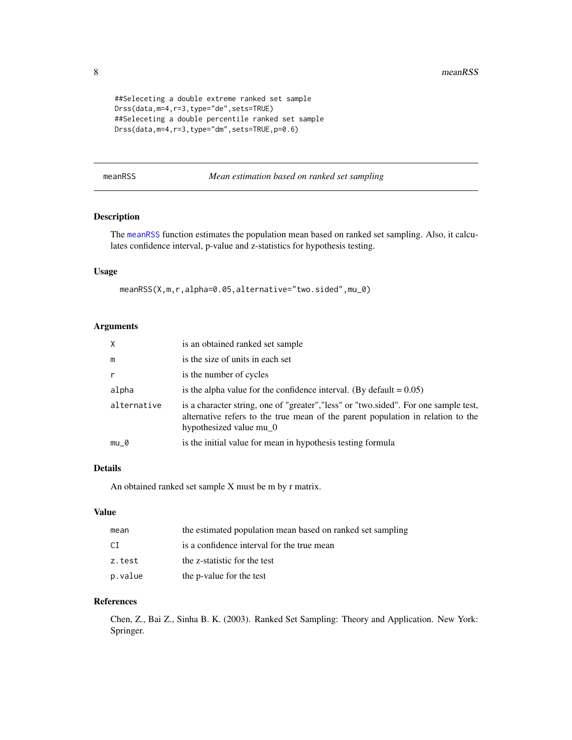```
##Seleceting a double extreme ranked set sample
Drss(data,m=4,r=3,type="de",sets=TRUE)
##Seleceting a double percentile ranked set sample
Drss(data,m=4,r=3,type="dm",sets=TRUE,p=0.6)
```

---

## meanRSS — *Mean estimation based on ranked set sampling*

### Description

The meanRSS function estimates the population mean based on ranked set sampling. Also, it calculates confidence interval, p-value and z-statistics for hypothesis testing.

### Usage

```
meanRSS(X,m,r,alpha=0.05,alternative="two.sided",mu_0)
```

### Arguments

| | |
|---|---|
| X | is an obtained ranked set sample |
| m | is the size of units in each set |
| r | is the number of cycles |
| alpha | is the alpha value for the confidence interval. (By default = 0.05) |
| alternative | is a character string, one of "greater","less" or "two.sided". For one sample test, alternative refers to the true mean of the parent population in relation to the hypothesized value mu_0 |
| mu_0 | is the initial value for mean in hypothesis testing formula |

### Details

An obtained ranked set sample X must be m by r matrix.

### Value

| | |
|---|---|
| mean | the estimated population mean based on ranked set sampling |
| CI | is a confidence interval for the true mean |
| z.test | the z-statistic for the test |
| p.value | the p-value for the test |

### References

Chen, Z., Bai Z., Sinha B. K. (2003). Ranked Set Sampling: Theory and Application. New York: Springer.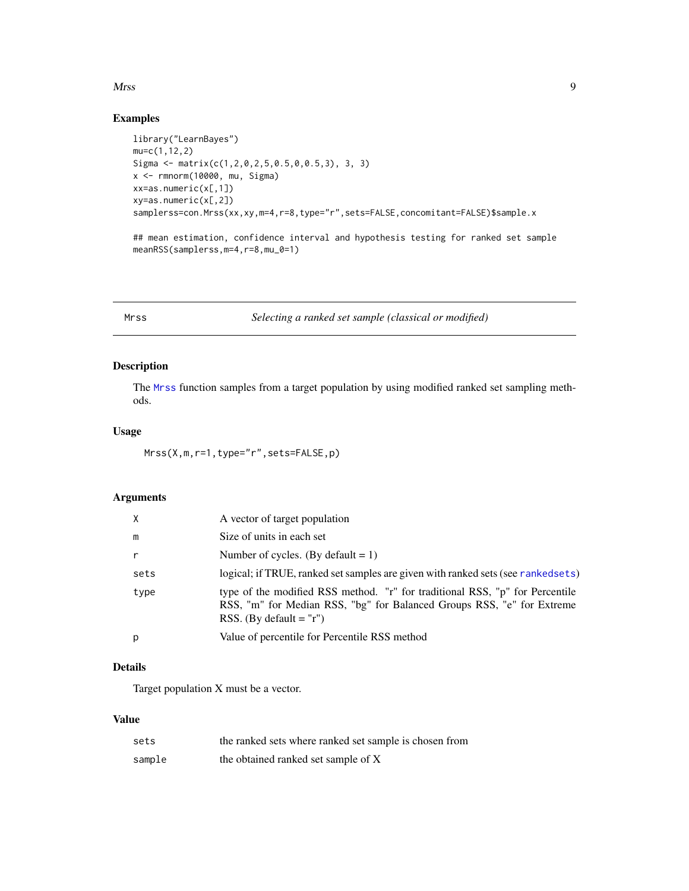## Examples

```
library("LearnBayes")
mu=c(1,12,2)
Sigma <- matrix(c(1,2,0,2,5,0.5,0,0.5,3), 3, 3)
x <- rmnorm(10000, mu, Sigma)
xx=as.numeric(x[,1])
xy=as.numeric(x[,2])
samplerss=con.Mrss(xx,xy,m=4,r=8,type="r",sets=FALSE,concomitant=FALSE)$sample.x

## mean estimation, confidence interval and hypothesis testing for ranked set sample
meanRSS(samplerss,m=4,r=8,mu_0=1)
```

---

# Mrss — *Selecting a ranked set sample (classical or modified)*

## Description

The Mrss function samples from a target population by using modified ranked set sampling methods.

## Usage

```
Mrss(X,m,r=1,type="r",sets=FALSE,p)
```

## Arguments

| | |
|---|---|
| X | A vector of target population |
| m | Size of units in each set |
| r | Number of cycles. (By default = 1) |
| sets | logical; if TRUE, ranked set samples are given with ranked sets (see rankedsets) |
| type | type of the modified RSS method. "r" for traditional RSS, "p" for Percentile RSS, "m" for Median RSS, "bg" for Balanced Groups RSS, "e" for Extreme RSS. (By default = "r") |
| p | Value of percentile for Percentile RSS method |

## Details

Target population X must be a vector.

## Value

| | |
|---|---|
| sets | the ranked sets where ranked set sample is chosen from |
| sample | the obtained ranked set sample of X |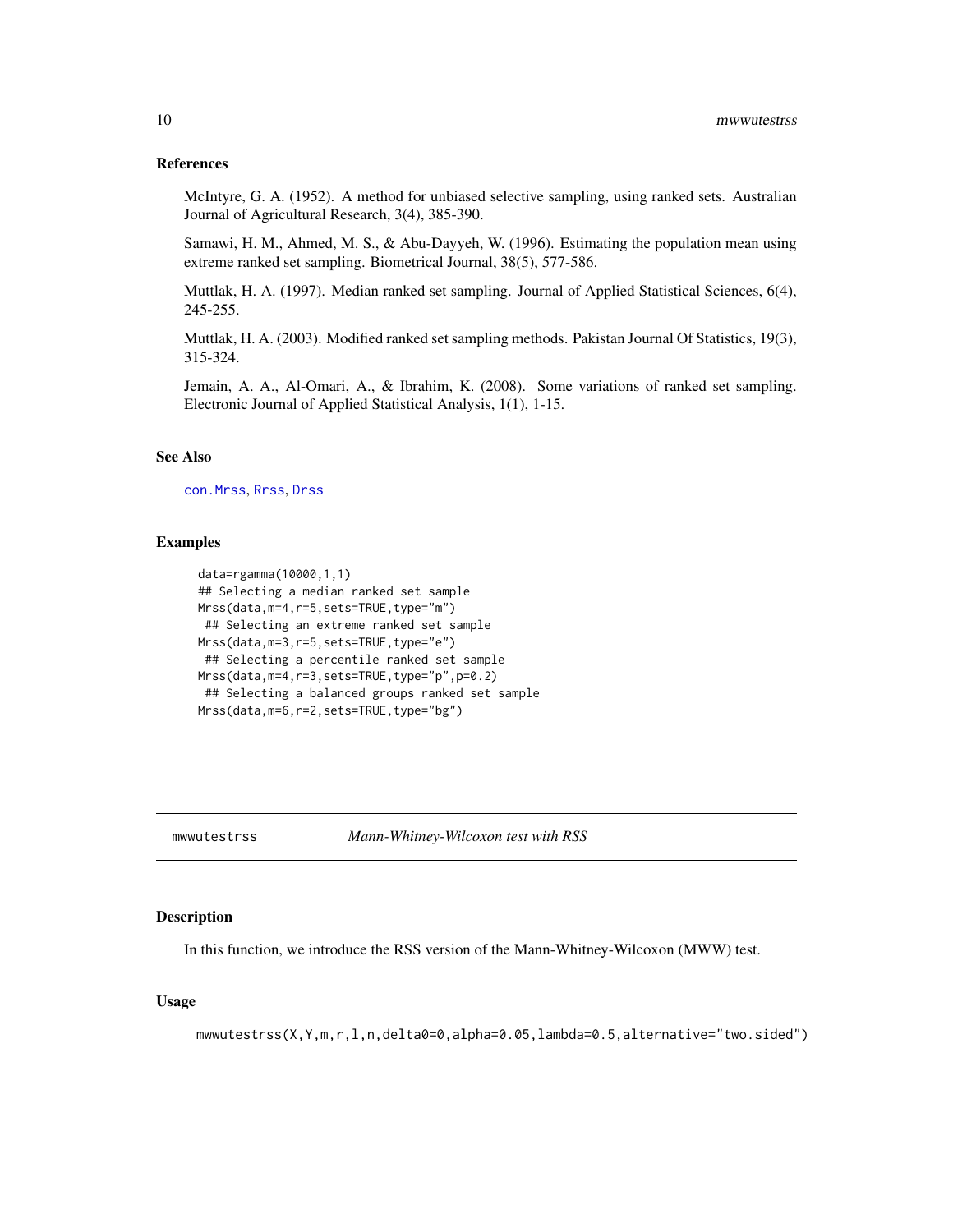### References

McIntyre, G. A. (1952). A method for unbiased selective sampling, using ranked sets. Australian Journal of Agricultural Research, 3(4), 385-390.

Samawi, H. M., Ahmed, M. S., & Abu-Dayyeh, W. (1996). Estimating the population mean using extreme ranked set sampling. Biometrical Journal, 38(5), 577-586.

Muttlak, H. A. (1997). Median ranked set sampling. Journal of Applied Statistical Sciences, 6(4), 245-255.

Muttlak, H. A. (2003). Modified ranked set sampling methods. Pakistan Journal Of Statistics, 19(3), 315-324.

Jemain, A. A., Al-Omari, A., & Ibrahim, K. (2008). Some variations of ranked set sampling. Electronic Journal of Applied Statistical Analysis, 1(1), 1-15.

### See Also

con.Mrss, Rrss, Drss

### Examples

```
data=rgamma(10000,1,1)
## Selecting a median ranked set sample
Mrss(data,m=4,r=5,sets=TRUE,type="m")
 ## Selecting an extreme ranked set sample
Mrss(data,m=3,r=5,sets=TRUE,type="e")
 ## Selecting a percentile ranked set sample
Mrss(data,m=4,r=3,sets=TRUE,type="p",p=0.2)
 ## Selecting a balanced groups ranked set sample
Mrss(data,m=6,r=2,sets=TRUE,type="bg")
```

---

## mwwutestrss — *Mann-Whitney-Wilcoxon test with RSS*

### Description

In this function, we introduce the RSS version of the Mann-Whitney-Wilcoxon (MWW) test.

### Usage

```
mwwutestrss(X,Y,m,r,l,n,delta0=0,alpha=0.05,lambda=0.5,alternative="two.sided")
```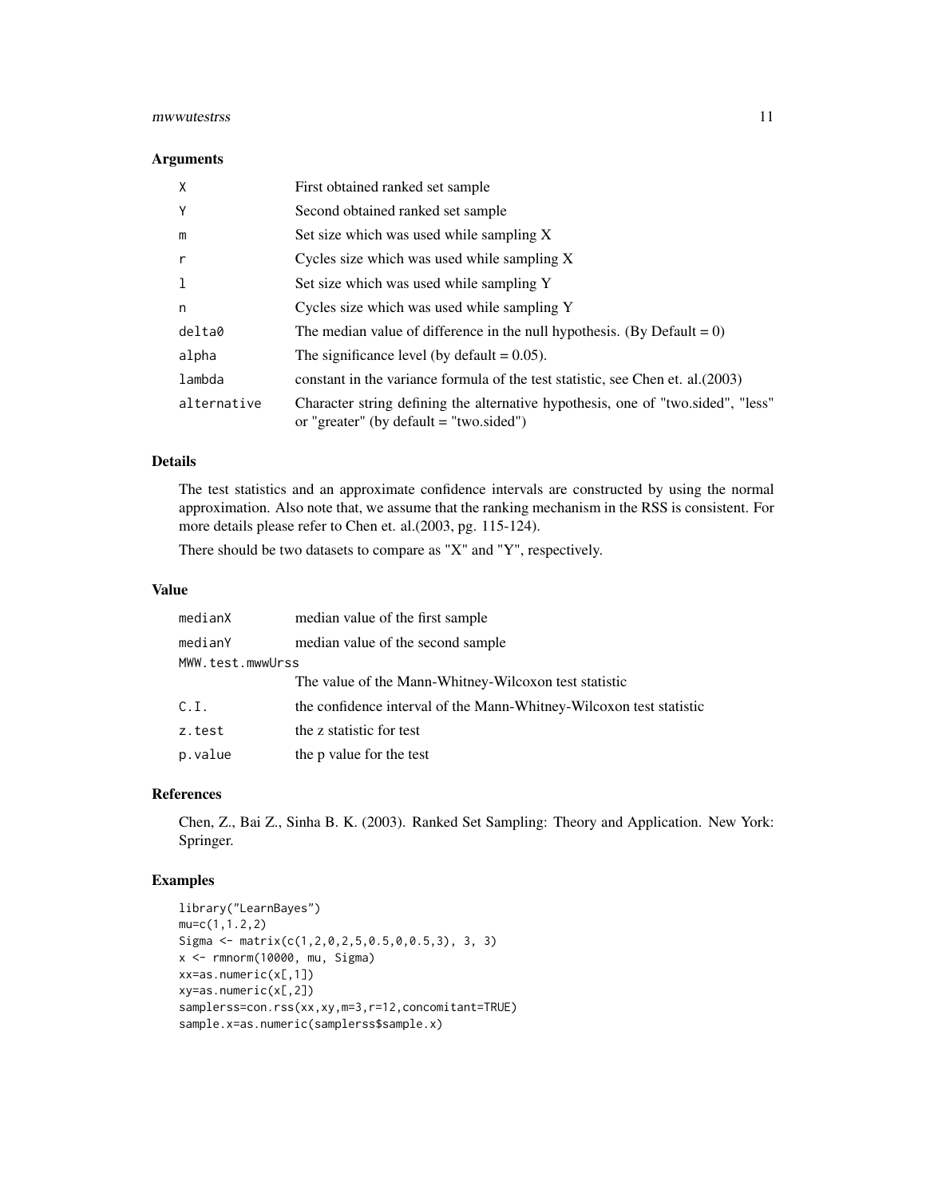## Arguments

| | |
|---|---|
| X | First obtained ranked set sample |
| Y | Second obtained ranked set sample |
| m | Set size which was used while sampling X |
| r | Cycles size which was used while sampling X |
| l | Set size which was used while sampling Y |
| n | Cycles size which was used while sampling Y |
| delta0 | The median value of difference in the null hypothesis. (By Default = 0) |
| alpha | The significance level (by default = 0.05). |
| lambda | constant in the variance formula of the test statistic, see Chen et. al.(2003) |
| alternative | Character string defining the alternative hypothesis, one of "two.sided", "less" or "greater" (by default = "two.sided") |

## Details

The test statistics and an approximate confidence intervals are constructed by using the normal approximation. Also note that, we assume that the ranking mechanism in the RSS is consistent. For more details please refer to Chen et. al.(2003, pg. 115-124).

There should be two datasets to compare as "X" and "Y", respectively.

## Value

| | |
|---|---|
| medianX | median value of the first sample |
| medianY | median value of the second sample |
| MWW.test.mwwUrss | The value of the Mann-Whitney-Wilcoxon test statistic |
| C.I. | the confidence interval of the Mann-Whitney-Wilcoxon test statistic |
| z.test | the z statistic for test |
| p.value | the p value for the test |

## References

Chen, Z., Bai Z., Sinha B. K. (2003). Ranked Set Sampling: Theory and Application. New York: Springer.

## Examples

```
library("LearnBayes")
mu=c(1,1.2,2)
Sigma <- matrix(c(1,2,0,2,5,0.5,0,0.5,3), 3, 3)
x <- rmnorm(10000, mu, Sigma)
xx=as.numeric(x[,1])
xy=as.numeric(x[,2])
samplerss=con.rss(xx,xy,m=3,r=12,concomitant=TRUE)
sample.x=as.numeric(samplerss$sample.x)
```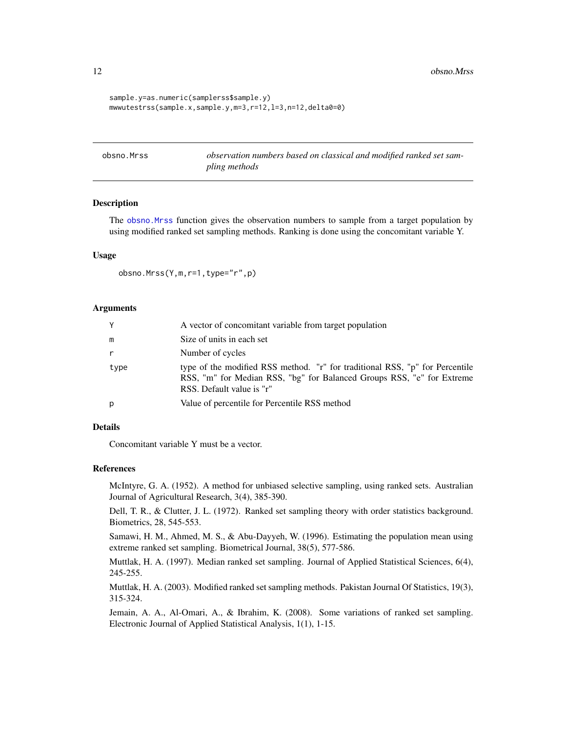```
sample.y=as.numeric(samplerss$sample.y)
mwwutestrss(sample.x,sample.y,m=3,r=12,l=3,n=12,delta0=0)
```

## obsno.Mrss — *observation numbers based on classical and modified ranked set sampling methods*

### Description

The obsno.Mrss function gives the observation numbers to sample from a target population by using modified ranked set sampling methods. Ranking is done using the concomitant variable Y.

### Usage

```
obsno.Mrss(Y,m,r=1,type="r",p)
```

### Arguments

| | |
|---|---|
| Y | A vector of concomitant variable from target population |
| m | Size of units in each set |
| r | Number of cycles |
| type | type of the modified RSS method. "r" for traditional RSS, "p" for Percentile RSS, "m" for Median RSS, "bg" for Balanced Groups RSS, "e" for Extreme RSS. Default value is "r" |
| p | Value of percentile for Percentile RSS method |

### Details

Concomitant variable Y must be a vector.

### References

McIntyre, G. A. (1952). A method for unbiased selective sampling, using ranked sets. Australian Journal of Agricultural Research, 3(4), 385-390.

Dell, T. R., & Clutter, J. L. (1972). Ranked set sampling theory with order statistics background. Biometrics, 28, 545-553.

Samawi, H. M., Ahmed, M. S., & Abu-Dayyeh, W. (1996). Estimating the population mean using extreme ranked set sampling. Biometrical Journal, 38(5), 577-586.

Muttlak, H. A. (1997). Median ranked set sampling. Journal of Applied Statistical Sciences, 6(4), 245-255.

Muttlak, H. A. (2003). Modified ranked set sampling methods. Pakistan Journal Of Statistics, 19(3), 315-324.

Jemain, A. A., Al-Omari, A., & Ibrahim, K. (2008). Some variations of ranked set sampling. Electronic Journal of Applied Statistical Analysis, 1(1), 1-15.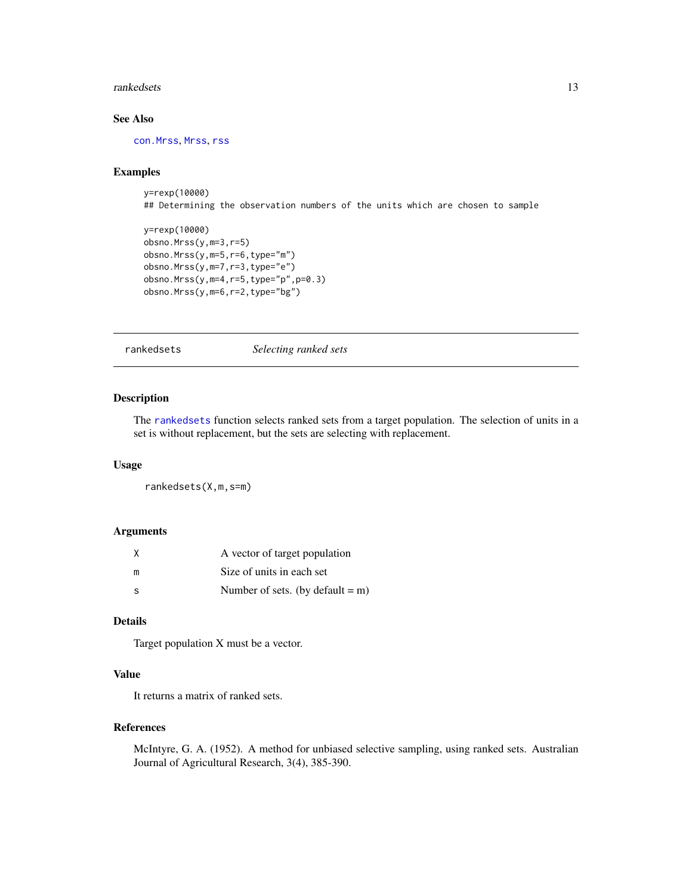## See Also

con.Mrss, Mrss, rss

## Examples

```
y=rexp(10000)
## Determining the observation numbers of the units which are chosen to sample

y=rexp(10000)
obsno.Mrss(y,m=3,r=5)
obsno.Mrss(y,m=5,r=6,type="m")
obsno.Mrss(y,m=7,r=3,type="e")
obsno.Mrss(y,m=4,r=5,type="p",p=0.3)
obsno.Mrss(y,m=6,r=2,type="bg")
```

---

# rankedsets *Selecting ranked sets*

## Description

The rankedsets function selects ranked sets from a target population. The selection of units in a set is without replacement, but the sets are selecting with replacement.

## Usage

```
rankedsets(X,m,s=m)
```

## Arguments

| | |
|---|---|
| X | A vector of target population |
| m | Size of units in each set |
| s | Number of sets. (by default = m) |

## Details

Target population X must be a vector.

## Value

It returns a matrix of ranked sets.

## References

McIntyre, G. A. (1952). A method for unbiased selective sampling, using ranked sets. Australian Journal of Agricultural Research, 3(4), 385-390.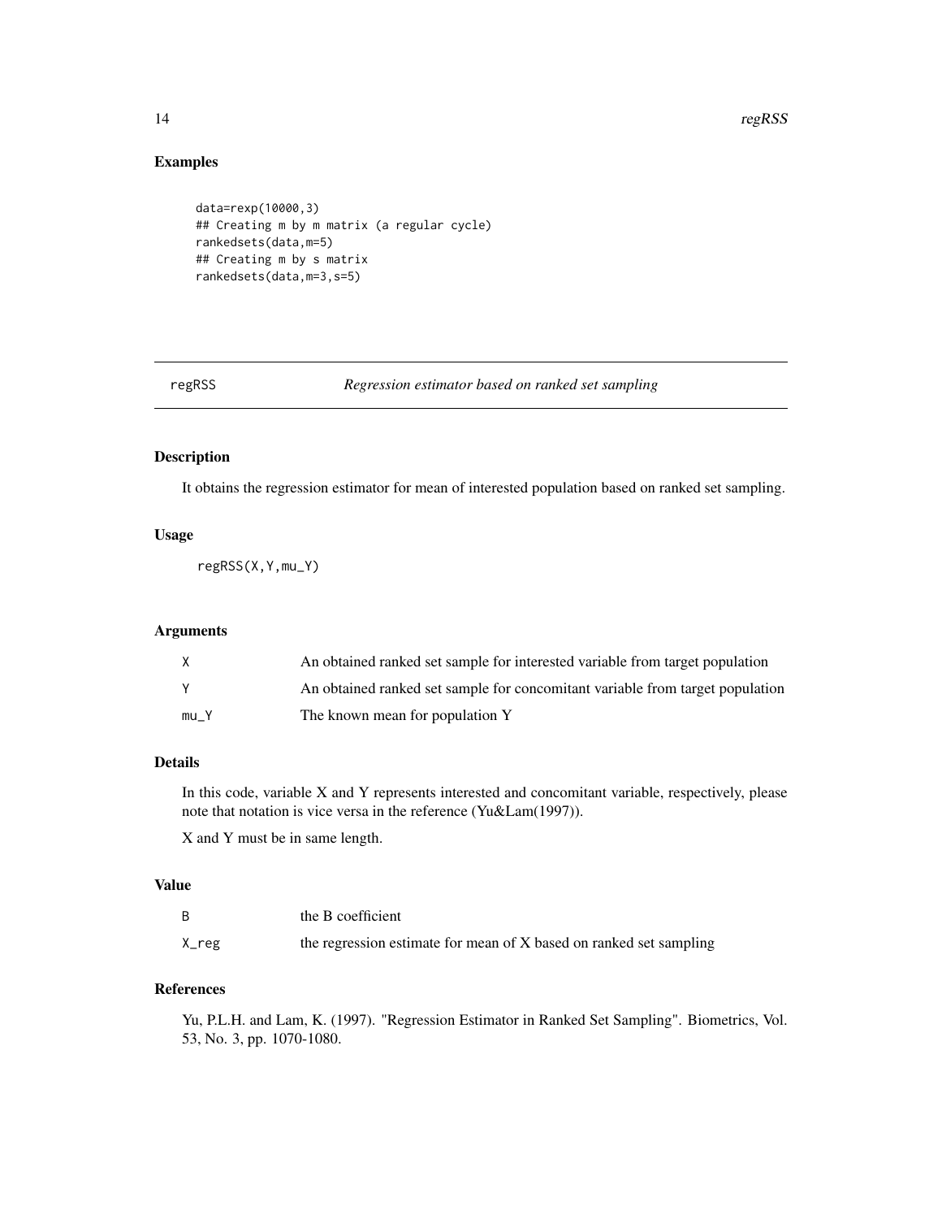## Examples

```
data=rexp(10000,3)
## Creating m by m matrix (a regular cycle)
rankedsets(data,m=5)
## Creating m by s matrix
rankedsets(data,m=3,s=5)
```

---

regRSS *Regression estimator based on ranked set sampling*

---

## Description

It obtains the regression estimator for mean of interested population based on ranked set sampling.

## Usage

```
regRSS(X,Y,mu_Y)
```

## Arguments

| | |
|---|---|
| X | An obtained ranked set sample for interested variable from target population |
| Y | An obtained ranked set sample for concomitant variable from target population |
| mu_Y | The known mean for population Y |

## Details

In this code, variable X and Y represents interested and concomitant variable, respectively, please note that notation is vice versa in the reference (Yu&Lam(1997)).

X and Y must be in same length.

## Value

| | |
|---|---|
| B | the B coefficient |
| X_reg | the regression estimate for mean of X based on ranked set sampling |

## References

Yu, P.L.H. and Lam, K. (1997). "Regression Estimator in Ranked Set Sampling". Biometrics, Vol. 53, No. 3, pp. 1070-1080.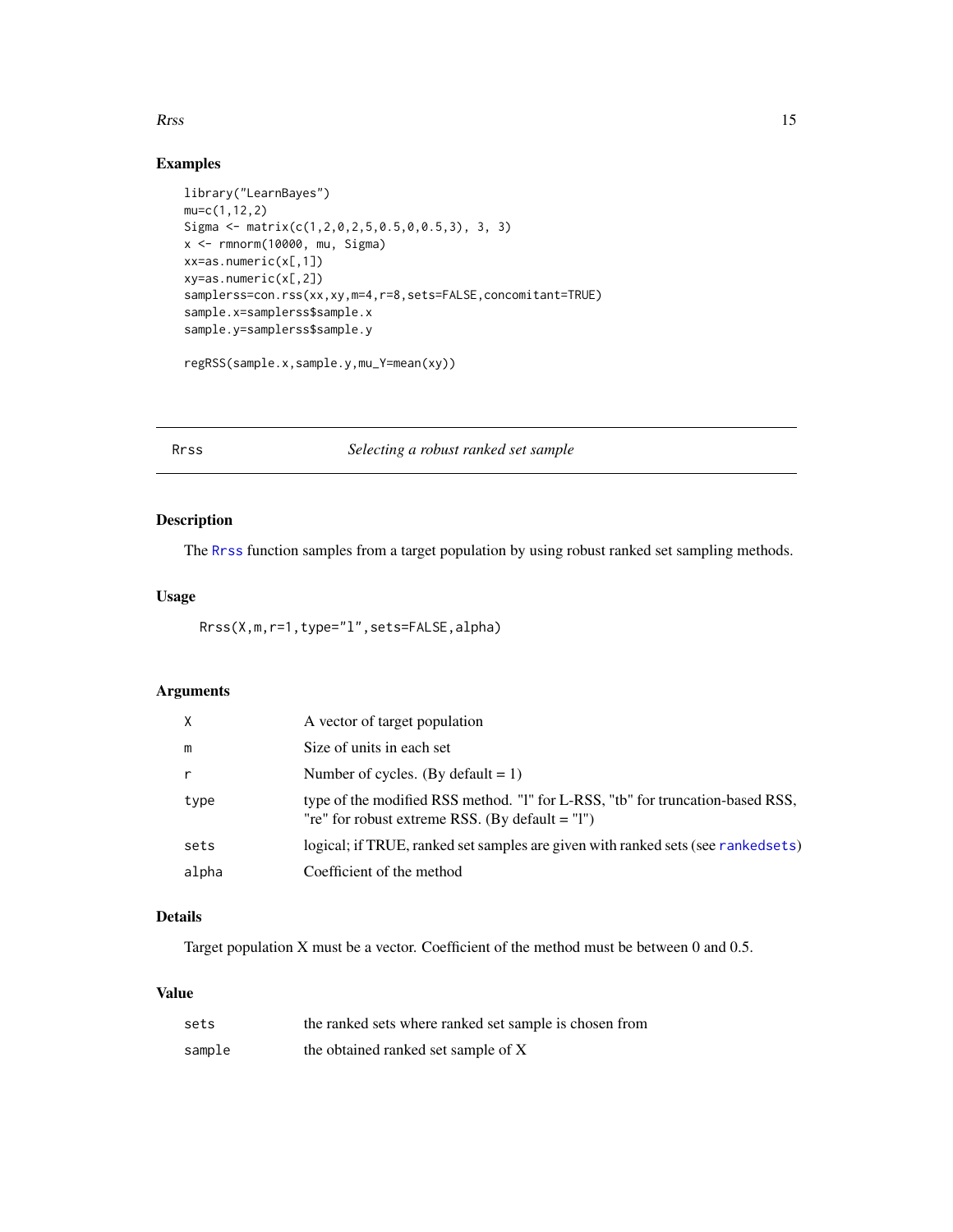## Examples

```
library("LearnBayes")
mu=c(1,12,2)
Sigma <- matrix(c(1,2,0,2,5,0.5,0,0.5,3), 3, 3)
x <- rmnorm(10000, mu, Sigma)
xx=as.numeric(x[,1])
xy=as.numeric(x[,2])
samplerss=con.rss(xx,xy,m=4,r=8,sets=FALSE,concomitant=TRUE)
sample.x=samplerss$sample.x
sample.y=samplerss$sample.y

regRSS(sample.x,sample.y,mu_Y=mean(xy))
```

---

# Rrss — *Selecting a robust ranked set sample*

## Description

The Rrss function samples from a target population by using robust ranked set sampling methods.

## Usage

```
Rrss(X,m,r=1,type="l",sets=FALSE,alpha)
```

## Arguments

| | |
|---|---|
| X | A vector of target population |
| m | Size of units in each set |
| r | Number of cycles. (By default = 1) |
| type | type of the modified RSS method. "l" for L-RSS, "tb" for truncation-based RSS, "re" for robust extreme RSS. (By default = "l") |
| sets | logical; if TRUE, ranked set samples are given with ranked sets (see rankedsets) |
| alpha | Coefficient of the method |

## Details

Target population X must be a vector. Coefficient of the method must be between 0 and 0.5.

## Value

| | |
|---|---|
| sets | the ranked sets where ranked set sample is chosen from |
| sample | the obtained ranked set sample of X |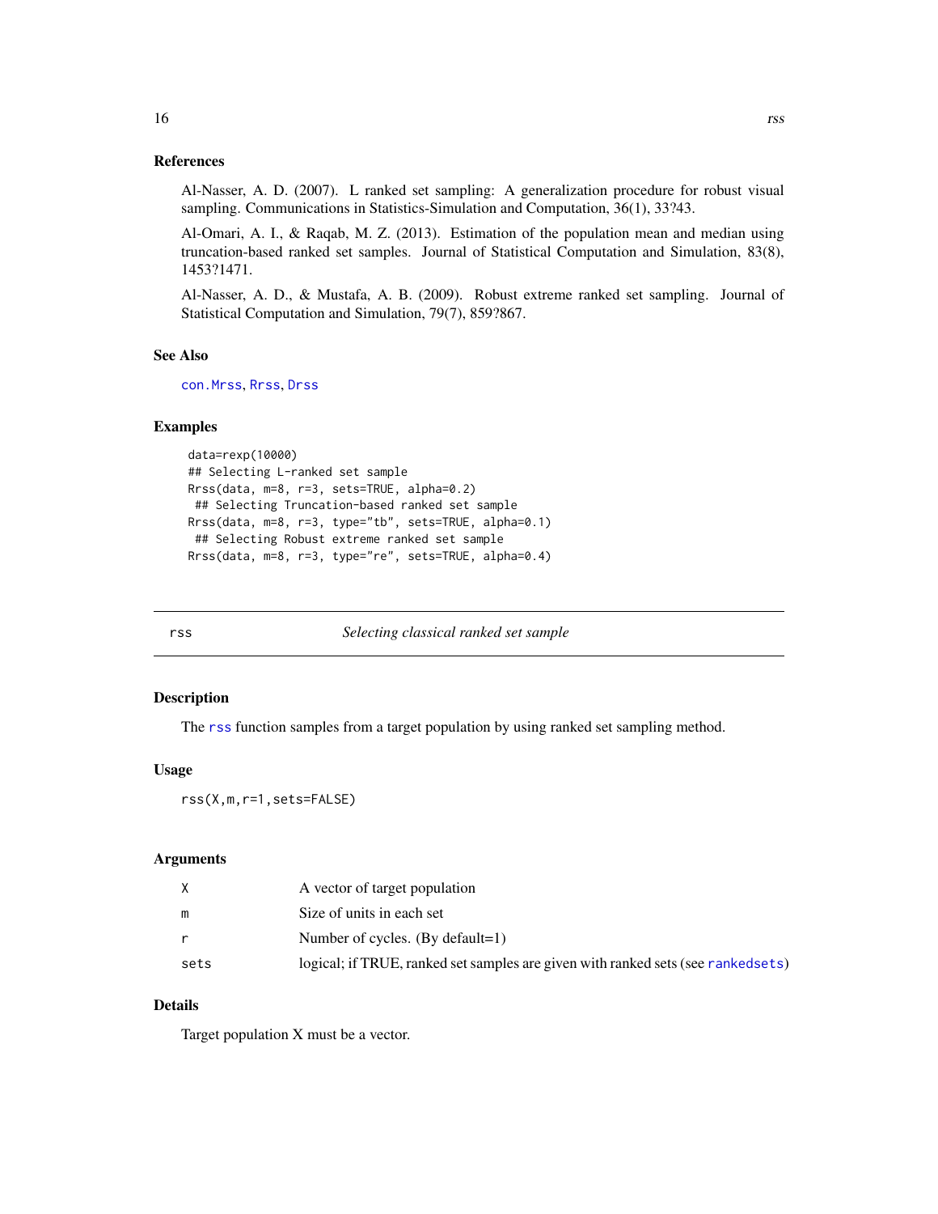### References

Al-Nasser, A. D. (2007). L ranked set sampling: A generalization procedure for robust visual sampling. Communications in Statistics-Simulation and Computation, 36(1), 33?43.

Al-Omari, A. I., & Raqab, M. Z. (2013). Estimation of the population mean and median using truncation-based ranked set samples. Journal of Statistical Computation and Simulation, 83(8), 1453?1471.

Al-Nasser, A. D., & Mustafa, A. B. (2009). Robust extreme ranked set sampling. Journal of Statistical Computation and Simulation, 79(7), 859?867.

### See Also

con.Mrss, Rrss, Drss

### Examples

```
 data=rexp(10000)
 ## Selecting L-ranked set sample
 Rrss(data, m=8, r=3, sets=TRUE, alpha=0.2)
  ## Selecting Truncation-based ranked set sample
 Rrss(data, m=8, r=3, type="tb", sets=TRUE, alpha=0.1)
  ## Selecting Robust extreme ranked set sample
 Rrss(data, m=8, r=3, type="re", sets=TRUE, alpha=0.4)
```

---

## rss — *Selecting classical ranked set sample*

### Description

The rss function samples from a target population by using ranked set sampling method.

### Usage

```
rss(X,m,r=1,sets=FALSE)
```

### Arguments

| | |
|---|---|
| X | A vector of target population |
| m | Size of units in each set |
| r | Number of cycles. (By default=1) |
| sets | logical; if TRUE, ranked set samples are given with ranked sets (see rankedsets) |

### Details

Target population X must be a vector.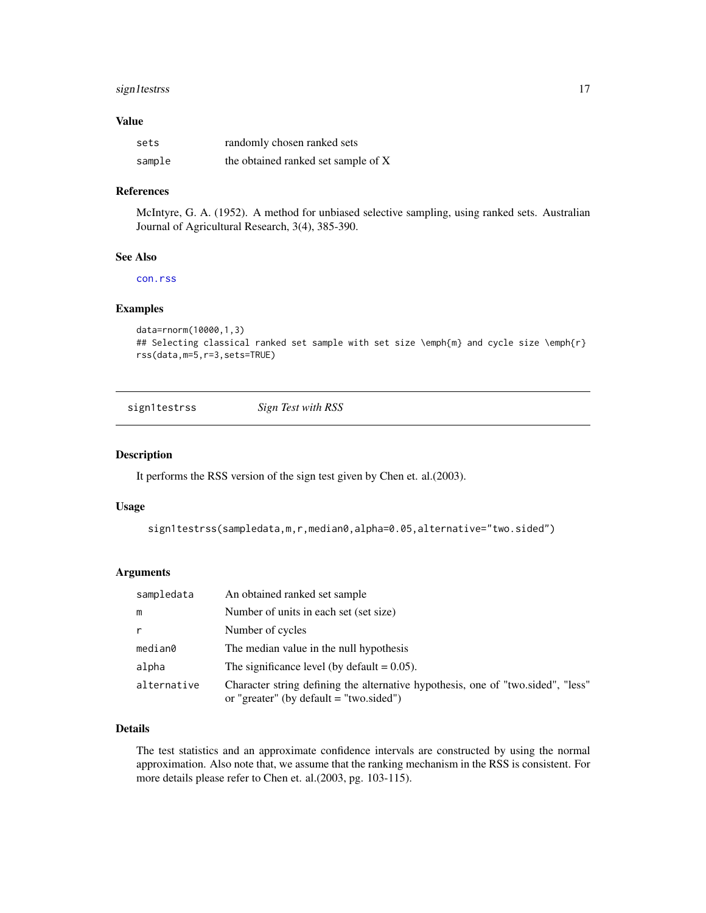### Value

| | |
|---|---|
| sets | randomly chosen ranked sets |
| sample | the obtained ranked set sample of X |

### References

McIntyre, G. A. (1952). A method for unbiased selective sampling, using ranked sets. Australian Journal of Agricultural Research, 3(4), 385-390.

### See Also

con.rss

### Examples

```
data=rnorm(10000,1,3)
## Selecting classical ranked set sample with set size \emph{m} and cycle size \emph{r}
rss(data,m=5,r=3,sets=TRUE)
```

---

## sign1testrss *Sign Test with RSS*

### Description

It performs the RSS version of the sign test given by Chen et. al.(2003).

### Usage

```
sign1testrss(sampledata,m,r,median0,alpha=0.05,alternative="two.sided")
```

### Arguments

| | |
|---|---|
| sampledata | An obtained ranked set sample |
| m | Number of units in each set (set size) |
| r | Number of cycles |
| median0 | The median value in the null hypothesis |
| alpha | The significance level (by default = 0.05). |
| alternative | Character string defining the alternative hypothesis, one of "two.sided", "less" or "greater" (by default = "two.sided") |

### Details

The test statistics and an approximate confidence intervals are constructed by using the normal approximation. Also note that, we assume that the ranking mechanism in the RSS is consistent. For more details please refer to Chen et. al.(2003, pg. 103-115).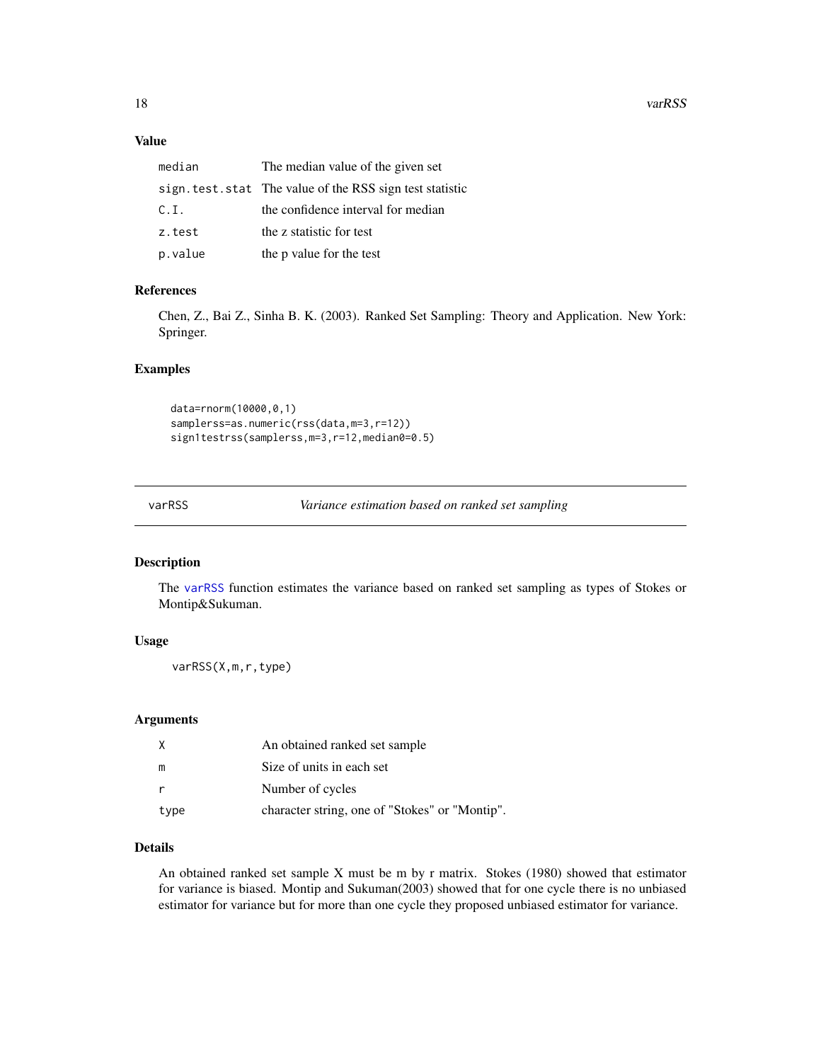### Value

| | |
|---|---|
| median | The median value of the given set |
| sign.test.stat | The value of the RSS sign test statistic |
| C.I. | the confidence interval for median |
| z.test | the z statistic for test |
| p.value | the p value for the test |

### References

Chen, Z., Bai Z., Sinha B. K. (2003). Ranked Set Sampling: Theory and Application. New York: Springer.

### Examples

```
data=rnorm(10000,0,1)
samplerss=as.numeric(rss(data,m=3,r=12))
sign1testrss(samplerss,m=3,r=12,median0=0.5)
```

---

## varRSS — *Variance estimation based on ranked set sampling*

---

### Description

The varRSS function estimates the variance based on ranked set sampling as types of Stokes or Montip&Sukuman.

### Usage

```
varRSS(X,m,r,type)
```

### Arguments

| | |
|---|---|
| X | An obtained ranked set sample |
| m | Size of units in each set |
| r | Number of cycles |
| type | character string, one of "Stokes" or "Montip". |

### Details

An obtained ranked set sample X must be m by r matrix. Stokes (1980) showed that estimator for variance is biased. Montip and Sukuman(2003) showed that for one cycle there is no unbiased estimator for variance but for more than one cycle they proposed unbiased estimator for variance.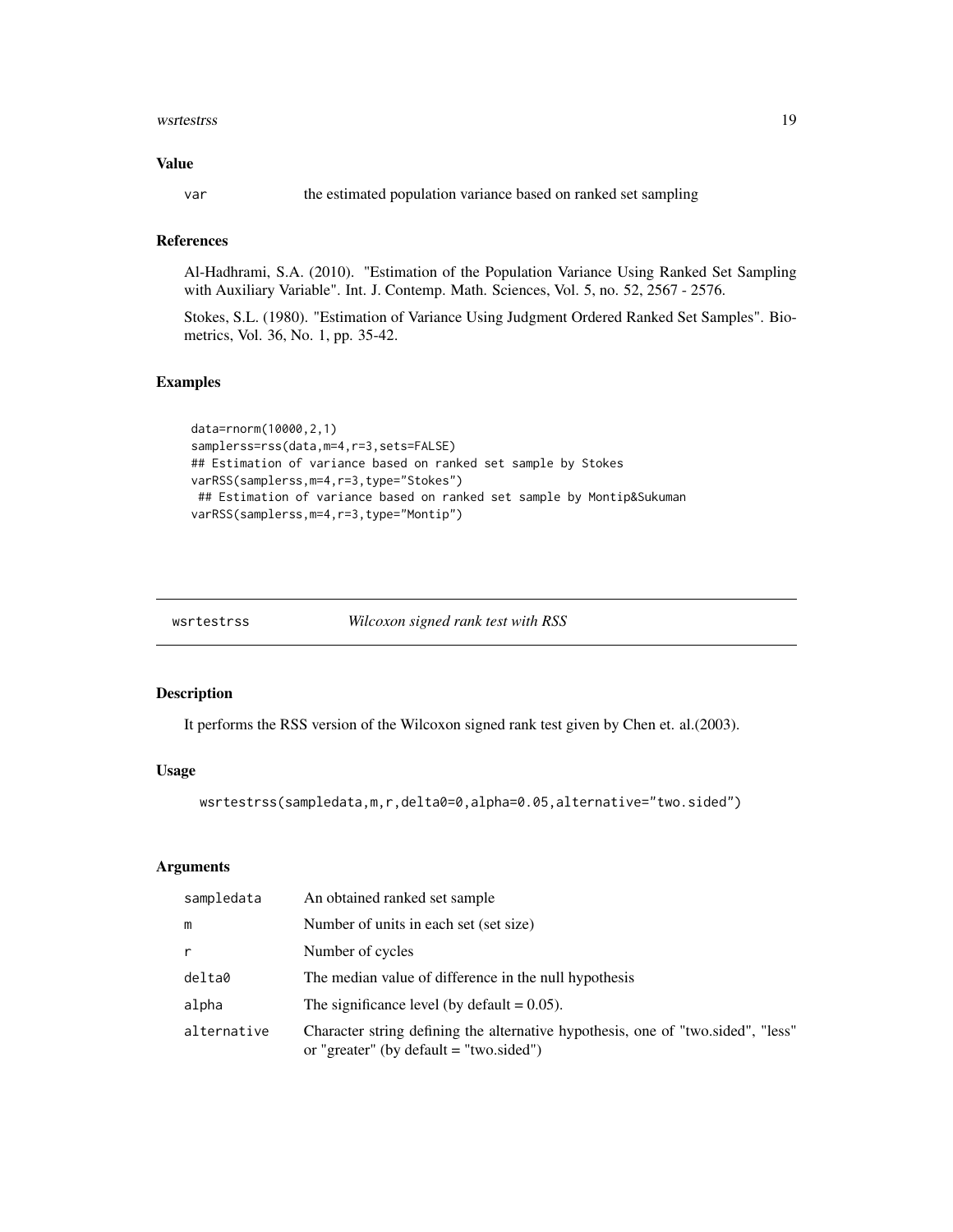### Value

| | |
|---|---|
| var | the estimated population variance based on ranked set sampling |

### References

Al-Hadhrami, S.A. (2010). "Estimation of the Population Variance Using Ranked Set Sampling with Auxiliary Variable". Int. J. Contemp. Math. Sciences, Vol. 5, no. 52, 2567 - 2576.

Stokes, S.L. (1980). "Estimation of Variance Using Judgment Ordered Ranked Set Samples". Biometrics, Vol. 36, No. 1, pp. 35-42.

### Examples

```
data=rnorm(10000,2,1)
samplerss=rss(data,m=4,r=3,sets=FALSE)
## Estimation of variance based on ranked set sample by Stokes
varRSS(samplerss,m=4,r=3,type="Stokes")
 ## Estimation of variance based on ranked set sample by Montip&Sukuman
varRSS(samplerss,m=4,r=3,type="Montip")
```

---

## wsrtestrss *Wilcoxon signed rank test with RSS*

---

### Description

It performs the RSS version of the Wilcoxon signed rank test given by Chen et. al.(2003).

### Usage

```
wsrtestrss(sampledata,m,r,delta0=0,alpha=0.05,alternative="two.sided")
```

### Arguments

| | |
|---|---|
| sampledata | An obtained ranked set sample |
| m | Number of units in each set (set size) |
| r | Number of cycles |
| delta0 | The median value of difference in the null hypothesis |
| alpha | The significance level (by default = 0.05). |
| alternative | Character string defining the alternative hypothesis, one of "two.sided", "less" or "greater" (by default = "two.sided") |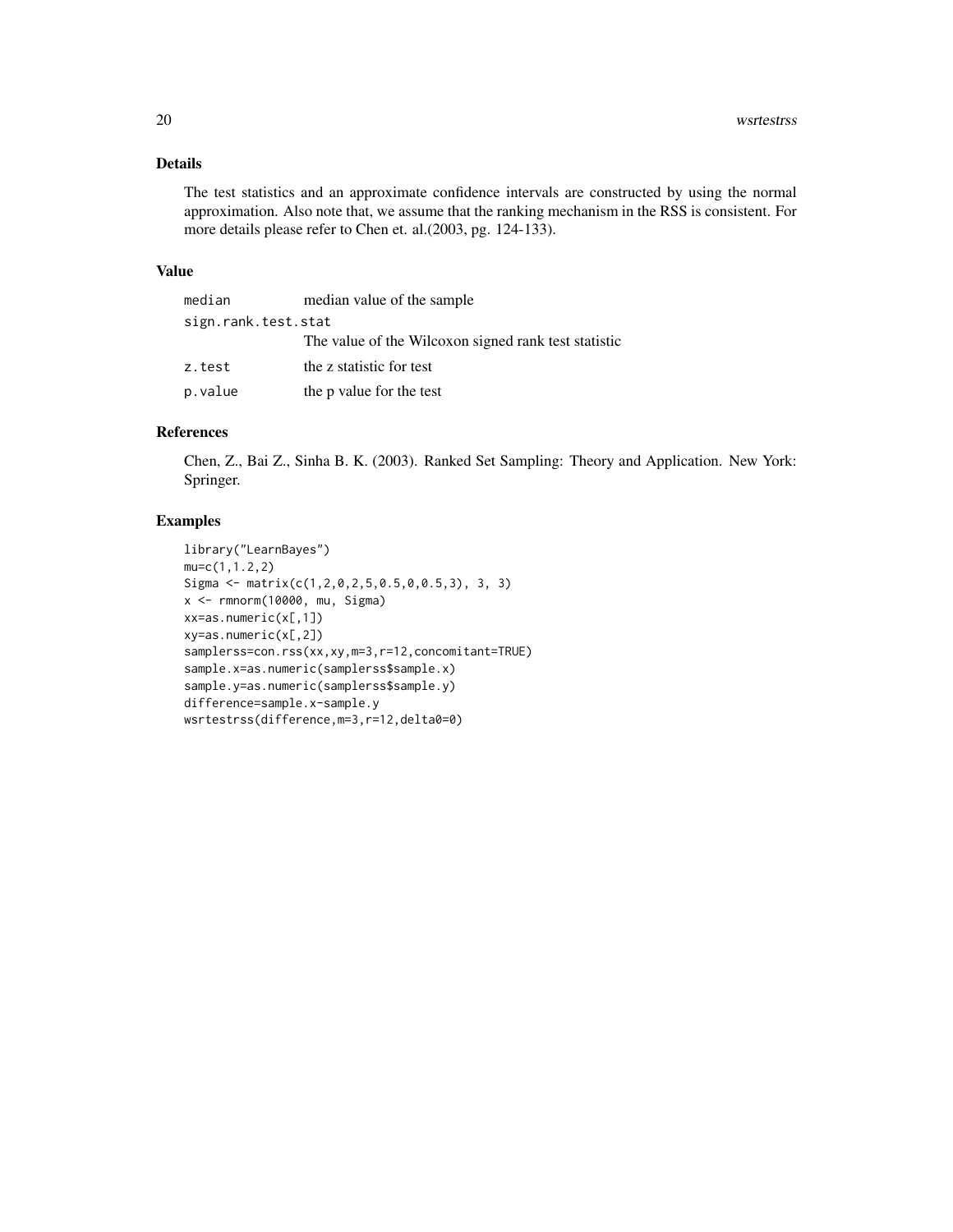## Details

The test statistics and an approximate confidence intervals are constructed by using the normal approximation. Also note that, we assume that the ranking mechanism in the RSS is consistent. For more details please refer to Chen et. al.(2003, pg. 124-133).

## Value

| | |
|---|---|
| `median` | median value of the sample |
| `sign.rank.test.stat` | The value of the Wilcoxon signed rank test statistic |
| `z.test` | the z statistic for test |
| `p.value` | the p value for the test |

## References

Chen, Z., Bai Z., Sinha B. K. (2003). Ranked Set Sampling: Theory and Application. New York: Springer.

## Examples

```
library("LearnBayes")
mu=c(1,1.2,2)
Sigma <- matrix(c(1,2,0,2,5,0.5,0,0.5,3), 3, 3)
x <- rmnorm(10000, mu, Sigma)
xx=as.numeric(x[,1])
xy=as.numeric(x[,2])
samplerss=con.rss(xx,xy,m=3,r=12,concomitant=TRUE)
sample.x=as.numeric(samplerss$sample.x)
sample.y=as.numeric(samplerss$sample.y)
difference=sample.x-sample.y
wsrtestrss(difference,m=3,r=12,delta0=0)
```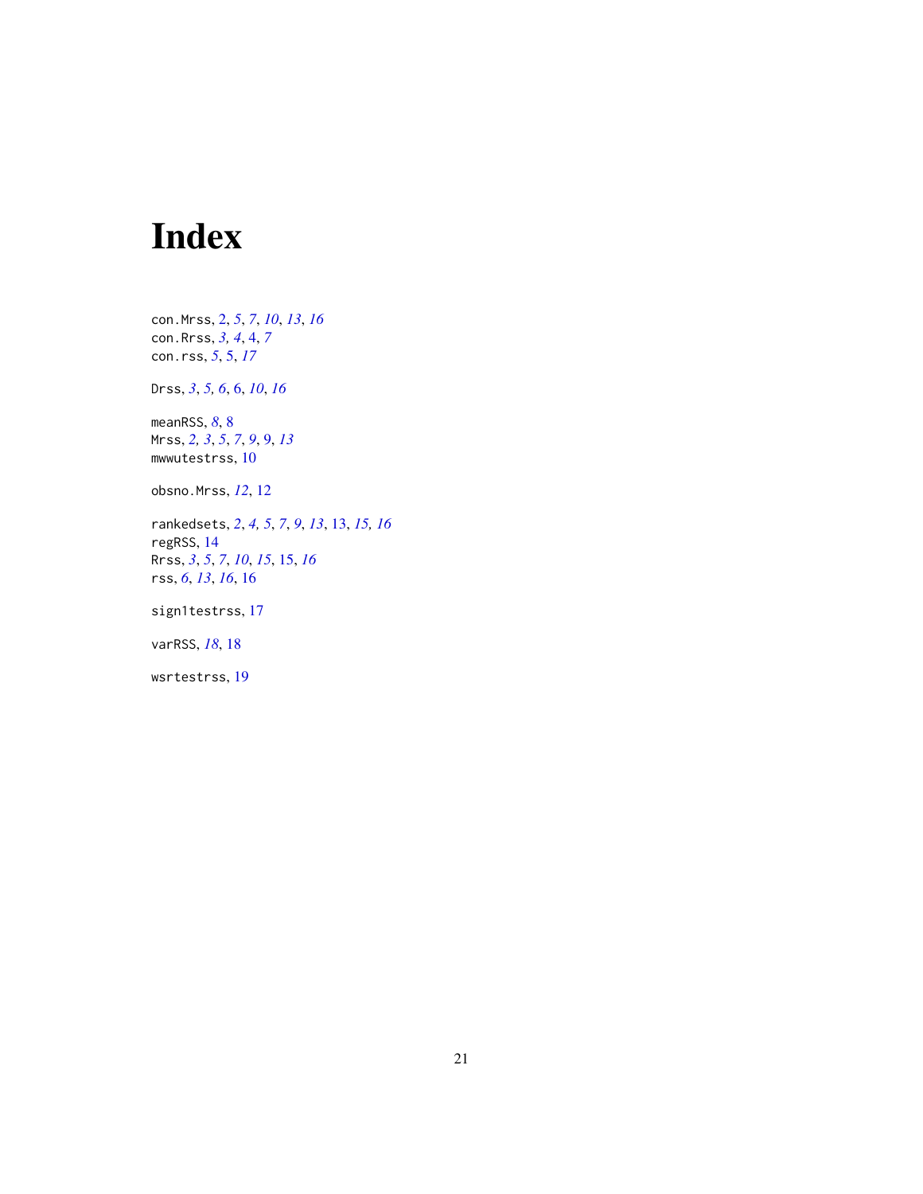# Index

con.Mrss, 2, *5*, *7*, *10*, *13*, *16*
con.Rrss, *3, 4*, 4, *7*
con.rss, *5*, 5, *17*

Drss, *3*, *5, 6*, 6, *10*, *16*

meanRSS, *8*, 8
Mrss, *2, 3*, *5*, *7*, *9*, 9, *13*
mwwutestrss, 10

obsno.Mrss, *12*, 12

rankedsets, *2*, *4, 5*, *7*, *9*, *13*, 13, *15, 16*
regRSS, 14
Rrss, *3*, *5*, *7*, *10*, *15*, 15, *16*
rss, *6*, *13*, *16*, 16

sign1testrss, 17

varRSS, *18*, 18

wsrtestrss, 19